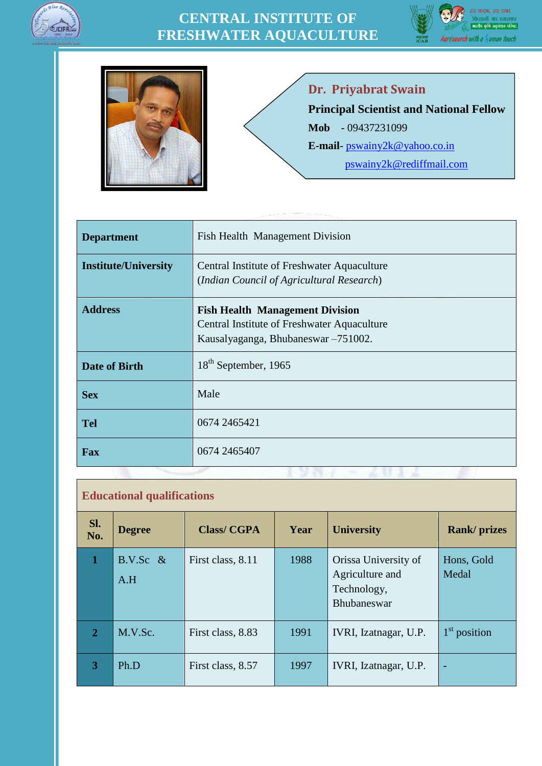# CENTRAL INSTITUTE OF FRESHWATER AQUACULTURE

## Dr. Priyabrat Swain

**Principal Scientist and National Fellow**

**Mob** - 09437231099

**E-mail**- pswainy2k@yahoo.co.in

pswainy2k@rediffmail.com

| | |
|---|---|
| **Department** | Fish Health Management Division |
| **Institute/University** | Central Institute of Freshwater Aquaculture (*Indian Council of Agricultural Research*) |
| **Address** | **Fish Health Management Division** Central Institute of Freshwater Aquaculture Kausalyaganga, Bhubaneswar –751002. |
| **Date of Birth** | 18th September, 1965 |
| **Sex** | Male |
| **Tel** | 0674 2465421 |
| **Fax** | 0674 2465407 |

### Educational qualifications

| Sl. No. | Degree | Class/ CGPA | Year | University | Rank/ prizes |
|---|---|---|---|---|---|
| 1 | B.V.Sc & A.H | First class, 8.11 | 1988 | Orissa University of Agriculture and Technology, Bhubaneswar | Hons, Gold Medal |
| 2 | M.V.Sc. | First class, 8.83 | 1991 | IVRI, Izatnagar, U.P. | 1st position |
| 3 | Ph.D | First class, 8.57 | 1997 | IVRI, Izatnagar, U.P. | - |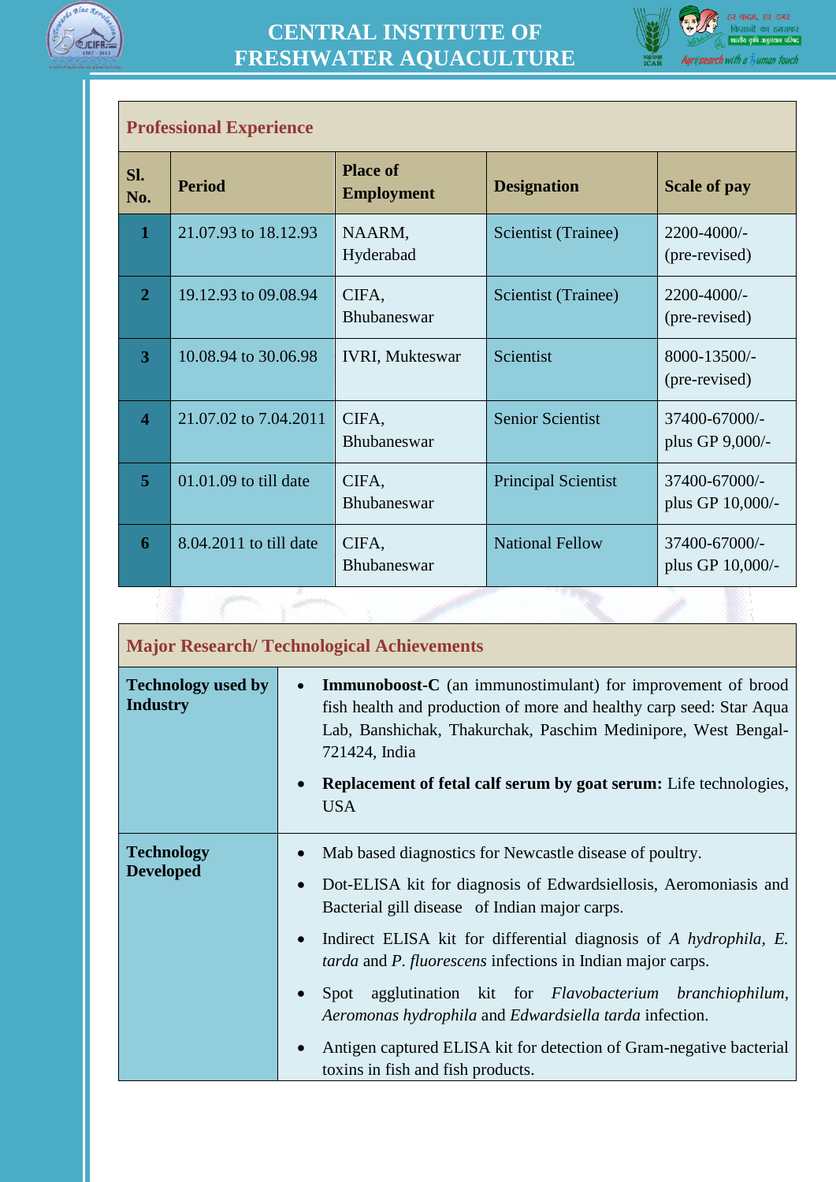## Professional Experience

| Sl. No. | Period | Place of Employment | Designation | Scale of pay |
|---|---|---|---|---|
| 1 | 21.07.93 to 18.12.93 | NAARM, Hyderabad | Scientist (Trainee) | 2200-4000/- (pre-revised) |
| 2 | 19.12.93 to 09.08.94 | CIFA, Bhubaneswar | Scientist (Trainee) | 2200-4000/- (pre-revised) |
| 3 | 10.08.94 to 30.06.98 | IVRI, Mukteswar | Scientist | 8000-13500/- (pre-revised) |
| 4 | 21.07.02 to 7.04.2011 | CIFA, Bhubaneswar | Senior Scientist | 37400-67000/- plus GP 9,000/- |
| 5 | 01.01.09 to till date | CIFA, Bhubaneswar | Principal Scientist | 37400-67000/- plus GP 10,000/- |
| 6 | 8.04.2011 to till date | CIFA, Bhubaneswar | National Fellow | 37400-67000/- plus GP 10,000/- |

## Major Research/ Technological Achievements

| | |
|---|---|
| **Technology used by Industry** | • **Immunoboost-C** (an immunostimulant) for improvement of brood fish health and production of more and healthy carp seed: Star Aqua Lab, Banshichak, Thakurchak, Paschim Medinipore, West Bengal-721424, India<br>• **Replacement of fetal calf serum by goat serum:** Life technologies, USA |
| **Technology Developed** | • Mab based diagnostics for Newcastle disease of poultry.<br>• Dot-ELISA kit for diagnosis of Edwardsiellosis, Aeromoniasis and Bacterial gill disease of Indian major carps.<br>• Indirect ELISA kit for differential diagnosis of *A hydrophila*, *E. tarda* and *P. fluorescens* infections in Indian major carps.<br>• Spot agglutination kit for *Flavobacterium branchiophilum*, *Aeromonas hydrophila* and *Edwardsiella tarda* infection.<br>• Antigen captured ELISA kit for detection of Gram-negative bacterial toxins in fish and fish products. |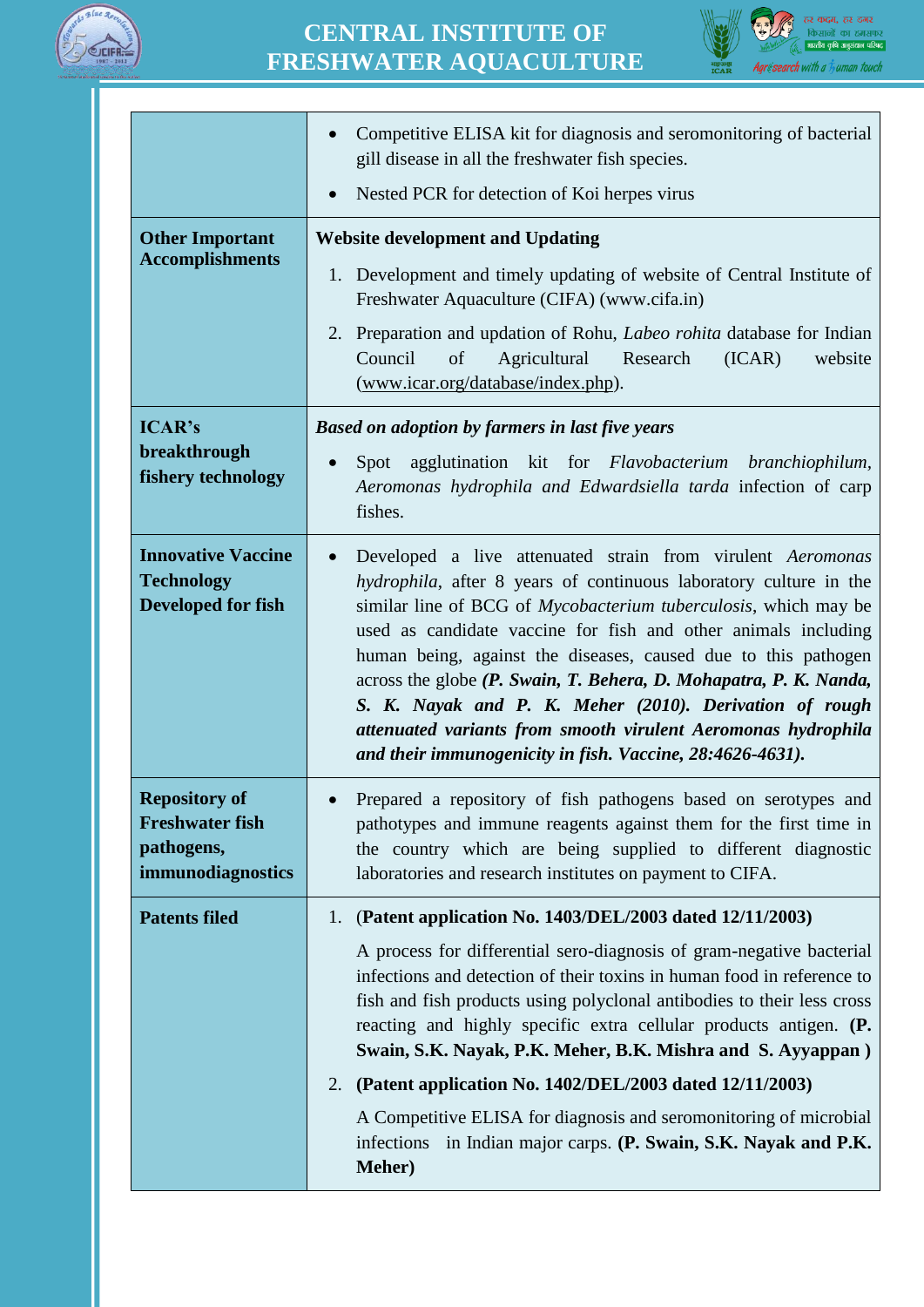| | |
|---|---|
| | • Competitive ELISA kit for diagnosis and seromonitoring of bacterial gill disease in all the freshwater fish species.<br>• Nested PCR for detection of Koi herpes virus |
| **Other Important Accomplishments** | **Website development and Updating**<br>1. Development and timely updating of website of Central Institute of Freshwater Aquaculture (CIFA) (www.cifa.in)<br>2. Preparation and updation of Rohu, *Labeo rohita* database for Indian Council of Agricultural Research (ICAR) website (www.icar.org/database/index.php). |
| **ICAR's breakthrough fishery technology** | ***Based on adoption by farmers in last five years***<br>• Spot agglutination kit for *Flavobacterium branchiophilum, Aeromonas hydrophila and Edwardsiella tarda* infection of carp fishes. |
| **Innovative Vaccine Technology Developed for fish** | • Developed a live attenuated strain from virulent *Aeromonas hydrophila*, after 8 years of continuous laboratory culture in the similar line of BCG of *Mycobacterium tuberculosis*, which may be used as candidate vaccine for fish and other animals including human being, against the diseases, caused due to this pathogen across the globe ***(P. Swain, T. Behera, D. Mohapatra, P. K. Nanda, S. K. Nayak and P. K. Meher (2010). Derivation of rough attenuated variants from smooth virulent Aeromonas hydrophila and their immunogenicity in fish. Vaccine, 28:4626-4631).*** |
| **Repository of Freshwater fish pathogens, immunodiagnostics** | • Prepared a repository of fish pathogens based on serotypes and pathotypes and immune reagents against them for the first time in the country which are being supplied to different diagnostic laboratories and research institutes on payment to CIFA. |
| **Patents filed** | 1. **(Patent application No. 1403/DEL/2003 dated 12/11/2003)**<br>A process for differential sero-diagnosis of gram-negative bacterial infections and detection of their toxins in human food in reference to fish and fish products using polyclonal antibodies to their less cross reacting and highly specific extra cellular products antigen. **(P. Swain, S.K. Nayak, P.K. Meher, B.K. Mishra and S. Ayyappan )**<br>2. **(Patent application No. 1402/DEL/2003 dated 12/11/2003)**<br>A Competitive ELISA for diagnosis and seromonitoring of microbial infections in Indian major carps. **(P. Swain, S.K. Nayak and P.K. Meher)** |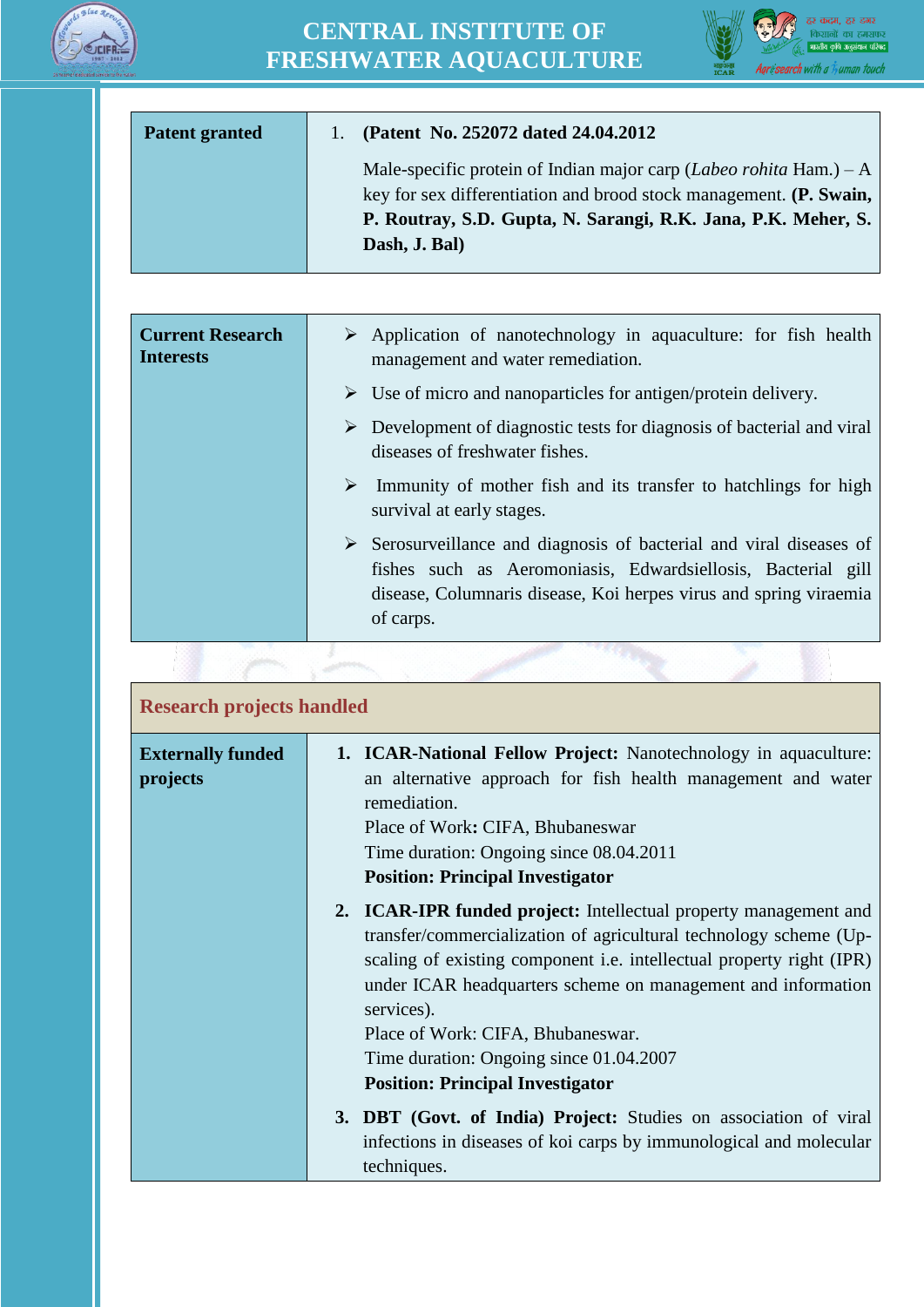| Patent granted | 1. **(Patent No. 252072 dated 24.04.2012**<br><br>Male-specific protein of Indian major carp (*Labeo rohita* Ham.) – A key for sex differentiation and brood stock management. **(P. Swain, P. Routray, S.D. Gupta, N. Sarangi, R.K. Jana, P.K. Meher, S. Dash, J. Bal)** |
|---|---|

| Current Research Interests | ➢ Application of nanotechnology in aquaculture: for fish health management and water remediation.<br>➢ Use of micro and nanoparticles for antigen/protein delivery.<br>➢ Development of diagnostic tests for diagnosis of bacterial and viral diseases of freshwater fishes.<br>➢ Immunity of mother fish and its transfer to hatchlings for high survival at early stages.<br>➢ Serosurveillance and diagnosis of bacterial and viral diseases of fishes such as Aeromoniasis, Edwardsiellosis, Bacterial gill disease, Columnaris disease, Koi herpes virus and spring viraemia of carps. |
|---|---|

| Research projects handled | |
|---|---|
| **Externally funded projects** | 1. **ICAR-National Fellow Project:** Nanotechnology in aquaculture: an alternative approach for fish health management and water remediation.<br>Place of Work**:** CIFA, Bhubaneswar<br>Time duration: Ongoing since 08.04.2011<br>**Position: Principal Investigator**<br><br>2. **ICAR-IPR funded project:** Intellectual property management and transfer/commercialization of agricultural technology scheme (Up-scaling of existing component i.e. intellectual property right (IPR) under ICAR headquarters scheme on management and information services).<br>Place of Work: CIFA, Bhubaneswar.<br>Time duration: Ongoing since 01.04.2007<br>**Position: Principal Investigator**<br><br>3. **DBT (Govt. of India) Project:** Studies on association of viral infections in diseases of koi carps by immunological and molecular techniques. |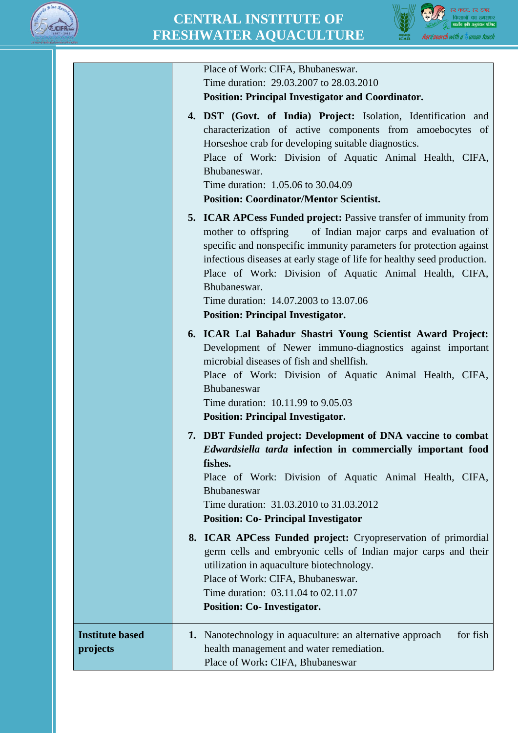| | |
|---|---|
| | Place of Work: CIFA, Bhubaneswar.<br>Time duration: 29.03.2007 to 28.03.2010<br>**Position: Principal Investigator and Coordinator.**<br><br>**4. DST (Govt. of India) Project:** Isolation, Identification and characterization of active components from amoebocytes of Horseshoe crab for developing suitable diagnostics.<br>Place of Work: Division of Aquatic Animal Health, CIFA, Bhubaneswar.<br>Time duration: 1.05.06 to 30.04.09<br>**Position: Coordinator/Mentor Scientist.**<br><br>**5. ICAR APCess Funded project:** Passive transfer of immunity from mother to offspring of Indian major carps and evaluation of specific and nonspecific immunity parameters for protection against infectious diseases at early stage of life for healthy seed production.<br>Place of Work: Division of Aquatic Animal Health, CIFA, Bhubaneswar.<br>Time duration: 14.07.2003 to 13.07.06<br>**Position: Principal Investigator.**<br><br>**6. ICAR Lal Bahadur Shastri Young Scientist Award Project:** Development of Newer immuno-diagnostics against important microbial diseases of fish and shellfish.<br>Place of Work: Division of Aquatic Animal Health, CIFA, Bhubaneswar<br>Time duration: 10.11.99 to 9.05.03<br>**Position: Principal Investigator.**<br><br>**7. DBT Funded project: Development of DNA vaccine to combat *Edwardsiella tarda* infection in commercially important food fishes.**<br>Place of Work: Division of Aquatic Animal Health, CIFA, Bhubaneswar<br>Time duration: 31.03.2010 to 31.03.2012<br>**Position: Co- Principal Investigator**<br><br>**8. ICAR APCess Funded project:** Cryopreservation of primordial germ cells and embryonic cells of Indian major carps and their utilization in aquaculture biotechnology.<br>Place of Work: CIFA, Bhubaneswar.<br>Time duration: 03.11.04 to 02.11.07<br>**Position: Co- Investigator.** |
| **Institute based projects** | **1.** Nanotechnology in aquaculture: an alternative approach for fish health management and water remediation.<br>Place of Work**:** CIFA, Bhubaneswar |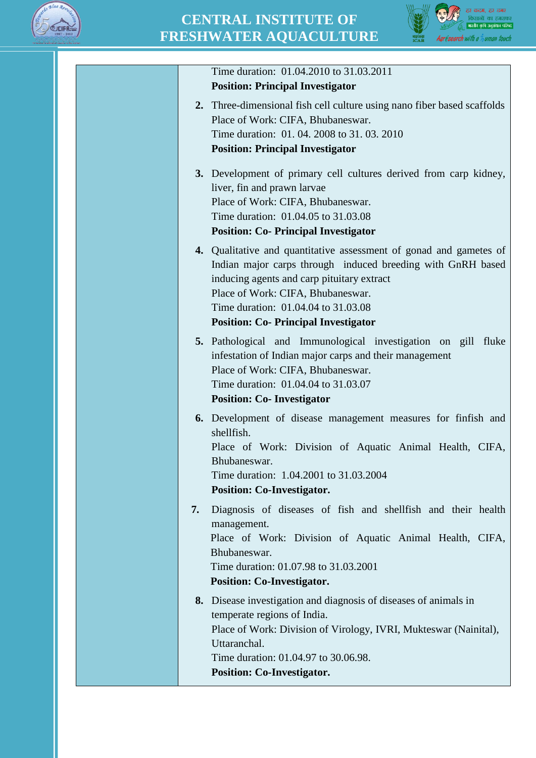Time duration: 01.04.2010 to 31.03.2011
**Position: Principal Investigator**

2. Three-dimensional fish cell culture using nano fiber based scaffolds
   Place of Work: CIFA, Bhubaneswar.
   Time duration: 01. 04. 2008 to 31. 03. 2010
   **Position: Principal Investigator**

3. Development of primary cell cultures derived from carp kidney, liver, fin and prawn larvae
   Place of Work: CIFA, Bhubaneswar.
   Time duration: 01.04.05 to 31.03.08
   **Position: Co- Principal Investigator**

4. Qualitative and quantitative assessment of gonad and gametes of Indian major carps through induced breeding with GnRH based inducing agents and carp pituitary extract
   Place of Work: CIFA, Bhubaneswar.
   Time duration: 01.04.04 to 31.03.08
   **Position: Co- Principal Investigator**

5. Pathological and Immunological investigation on gill fluke infestation of Indian major carps and their management
   Place of Work: CIFA, Bhubaneswar.
   Time duration: 01.04.04 to 31.03.07
   **Position: Co- Investigator**

6. Development of disease management measures for finfish and shellfish.
   Place of Work: Division of Aquatic Animal Health, CIFA, Bhubaneswar.
   Time duration: 1.04.2001 to 31.03.2004
   **Position: Co-Investigator.**

7. Diagnosis of diseases of fish and shellfish and their health management.
   Place of Work: Division of Aquatic Animal Health, CIFA, Bhubaneswar.
   Time duration: 01.07.98 to 31.03.2001
   **Position: Co-Investigator.**

8. Disease investigation and diagnosis of diseases of animals in temperate regions of India.
   Place of Work: Division of Virology, IVRI, Mukteswar (Nainital), Uttaranchal.
   Time duration: 01.04.97 to 30.06.98.
   **Position: Co-Investigator.**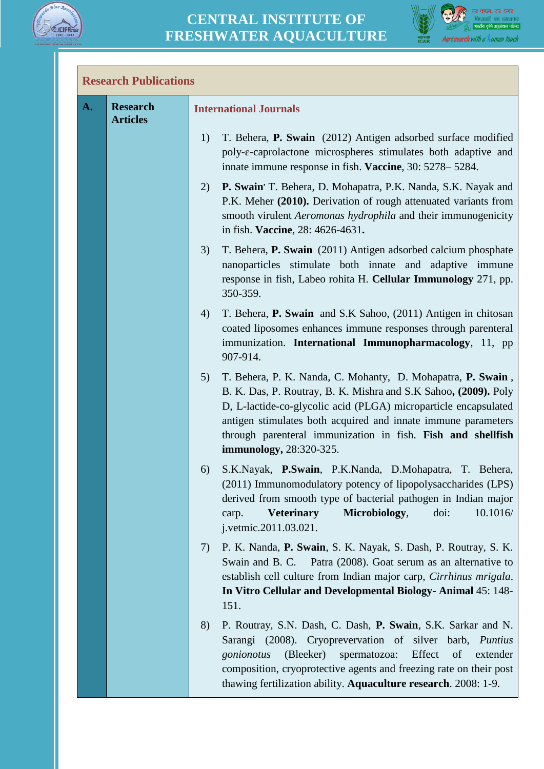## Research Publications

**A. Research Articles**

### International Journals

1) T. Behera, **P. Swain** (2012) Antigen adsorbed surface modified poly-ε-caprolactone microspheres stimulates both adaptive and innate immune response in fish. **Vaccine**, 30: 5278– 5284.

2) **P. Swain**' T. Behera, D. Mohapatra, P.K. Nanda, S.K. Nayak and P.K. Meher **(2010).** Derivation of rough attenuated variants from smooth virulent *Aeromonas hydrophila* and their immunogenicity in fish. **Vaccine**, 28: 4626-4631**.**

3) T. Behera, **P. Swain** (2011) Antigen adsorbed calcium phosphate nanoparticles stimulate both innate and adaptive immune response in fish, Labeo rohita H. **Cellular Immunology** 271, pp. 350-359.

4) T. Behera, **P. Swain** and S.K Sahoo, (2011) Antigen in chitosan coated liposomes enhances immune responses through parenteral immunization. **International Immunopharmacology**, 11, pp 907-914.

5) T. Behera, P. K. Nanda, C. Mohanty, D. Mohapatra, **P. Swain** , B. K. Das, P. Routray, B. K. Mishra and S.K Sahoo**, (2009).** Poly D, L-lactide-co-glycolic acid (PLGA) microparticle encapsulated antigen stimulates both acquired and innate immune parameters through parenteral immunization in fish. **Fish and shellfish immunology,** 28:320-325.

6) S.K.Nayak, **P.Swain**, P.K.Nanda, D.Mohapatra, T. Behera, (2011) Immunomodulatory potency of lipopolysaccharides (LPS) derived from smooth type of bacterial pathogen in Indian major carp. **Veterinary Microbiology**, doi: 10.1016/ j.vetmic.2011.03.021.

7) P. K. Nanda, **P. Swain**, S. K. Nayak, S. Dash, P. Routray, S. K. Swain and B. C. Patra (2008). Goat serum as an alternative to establish cell culture from Indian major carp, *Cirrhinus mrigala*. **In Vitro Cellular and Developmental Biology- Animal** 45: 148-151.

8) P. Routray, S.N. Dash, C. Dash, **P. Swain**, S.K. Sarkar and N. Sarangi (2008). Cryoprevervation of silver barb, *Puntius gonionotus* (Bleeker) spermatozoa: Effect of extender composition, cryoprotective agents and freezing rate on their post thawing fertilization ability. **Aquaculture research**. 2008: 1-9.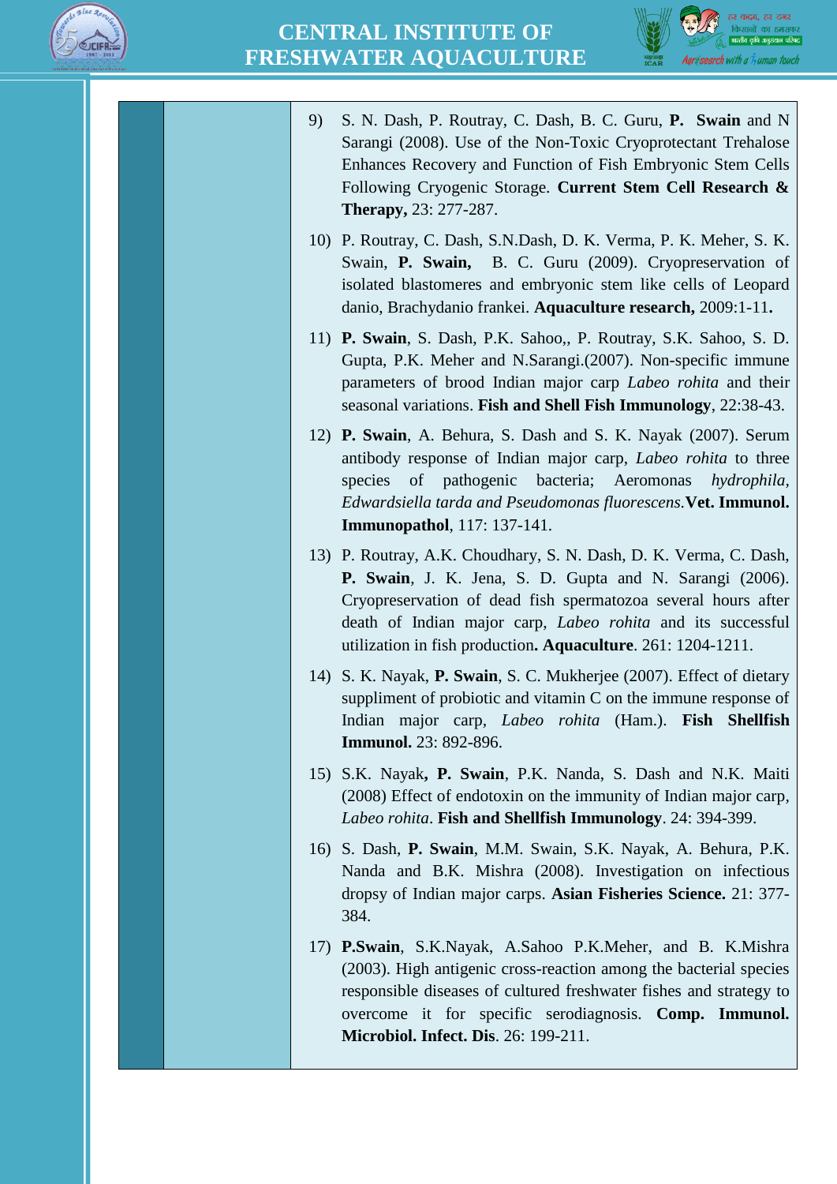9) S. N. Dash, P. Routray, C. Dash, B. C. Guru, **P. Swain** and N Sarangi (2008). Use of the Non-Toxic Cryoprotectant Trehalose Enhances Recovery and Function of Fish Embryonic Stem Cells Following Cryogenic Storage. **Current Stem Cell Research & Therapy,** 23: 277-287.

10) P. Routray, C. Dash, S.N.Dash, D. K. Verma, P. K. Meher, S. K. Swain, **P. Swain,** B. C. Guru (2009). Cryopreservation of isolated blastomeres and embryonic stem like cells of Leopard danio, Brachydanio frankei. **Aquaculture research,** 2009:1-11**.**

11) **P. Swain**, S. Dash, P.K. Sahoo,, P. Routray, S.K. Sahoo, S. D. Gupta, P.K. Meher and N.Sarangi.(2007). Non-specific immune parameters of brood Indian major carp *Labeo rohita* and their seasonal variations. **Fish and Shell Fish Immunology**, 22:38-43.

12) **P. Swain**, A. Behura, S. Dash and S. K. Nayak (2007). Serum antibody response of Indian major carp, *Labeo rohita* to three species of pathogenic bacteria; Aeromonas *hydrophila*, *Edwardsiella tarda and Pseudomonas fluorescens.***Vet. Immunol. Immunopathol**, 117: 137-141.

13) P. Routray, A.K. Choudhary, S. N. Dash, D. K. Verma, C. Dash, **P. Swain**, J. K. Jena, S. D. Gupta and N. Sarangi (2006). Cryopreservation of dead fish spermatozoa several hours after death of Indian major carp, *Labeo rohita* and its successful utilization in fish production**. Aquaculture**. 261: 1204-1211.

14) S. K. Nayak, **P. Swain**, S. C. Mukherjee (2007). Effect of dietary suppliment of probiotic and vitamin C on the immune response of Indian major carp, *Labeo rohita* (Ham.). **Fish Shellfish Immunol.** 23: 892-896.

15) S.K. Nayak**, P. Swain**, P.K. Nanda, S. Dash and N.K. Maiti (2008) Effect of endotoxin on the immunity of Indian major carp, *Labeo rohita*. **Fish and Shellfish Immunology**. 24: 394-399.

16) S. Dash, **P. Swain**, M.M. Swain, S.K. Nayak, A. Behura, P.K. Nanda and B.K. Mishra (2008). Investigation on infectious dropsy of Indian major carps. **Asian Fisheries Science.** 21: 377-384.

17) **P.Swain**, S.K.Nayak, A.Sahoo P.K.Meher, and B. K.Mishra (2003). High antigenic cross-reaction among the bacterial species responsible diseases of cultured freshwater fishes and strategy to overcome it for specific serodiagnosis. **Comp. Immunol. Microbiol. Infect. Dis**. 26: 199-211.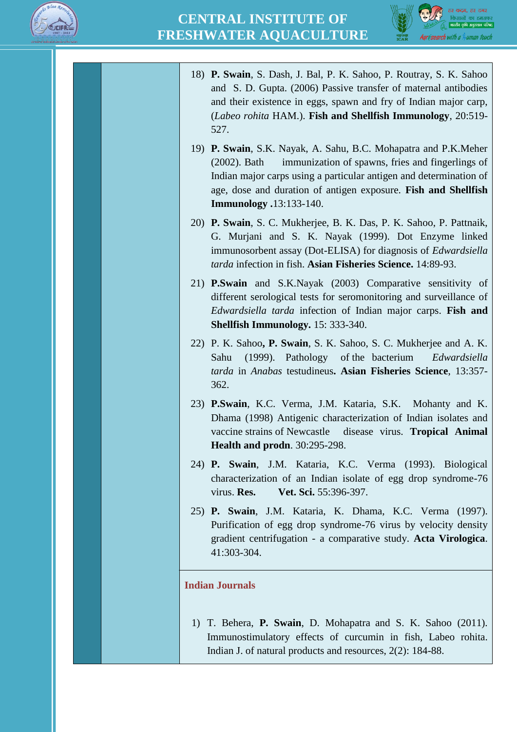18) **P. Swain**, S. Dash, J. Bal, P. K. Sahoo, P. Routray, S. K. Sahoo and S. D. Gupta. (2006) Passive transfer of maternal antibodies and their existence in eggs, spawn and fry of Indian major carp, (*Labeo rohita* HAM.). **Fish and Shellfish Immunology**, 20:519-527.

19) **P. Swain**, S.K. Nayak, A. Sahu, B.C. Mohapatra and P.K.Meher (2002). Bath immunization of spawns, fries and fingerlings of Indian major carps using a particular antigen and determination of age, dose and duration of antigen exposure. **Fish and Shellfish Immunology .**13:133-140.

20) **P. Swain**, S. C. Mukherjee, B. K. Das, P. K. Sahoo, P. Pattnaik, G. Murjani and S. K. Nayak (1999). Dot Enzyme linked immunosorbent assay (Dot-ELISA) for diagnosis of *Edwardsiella tarda* infection in fish. **Asian Fisheries Science.** 14:89-93.

21) **P.Swain** and S.K.Nayak (2003) Comparative sensitivity of different serological tests for seromonitoring and surveillance of *Edwardsiella tarda* infection of Indian major carps. **Fish and Shellfish Immunology.** 15: 333-340.

22) P. K. Sahoo**, P. Swain**, S. K. Sahoo, S. C. Mukherjee and A. K. Sahu (1999). Pathology of the bacterium *Edwardsiella tarda* in *Anabas* testudineus**. Asian Fisheries Science**, 13:357-362.

23) **P.Swain**, K.C. Verma, J.M. Kataria, S.K. Mohanty and K. Dhama (1998) Antigenic characterization of Indian isolates and vaccine strains of Newcastle disease virus. **Tropical Animal Health and prodn**. 30:295-298.

24) **P. Swain**, J.M. Kataria, K.C. Verma (1993). Biological characterization of an Indian isolate of egg drop syndrome-76 virus. **Res. Vet. Sci.** 55:396-397.

25) **P. Swain**, J.M. Kataria, K. Dhama, K.C. Verma (1997). Purification of egg drop syndrome-76 virus by velocity density gradient centrifugation - a comparative study. **Acta Virologica**. 41:303-304.

## Indian Journals

1) T. Behera, **P. Swain**, D. Mohapatra and S. K. Sahoo (2011). Immunostimulatory effects of curcumin in fish, Labeo rohita. Indian J. of natural products and resources, 2(2): 184-88.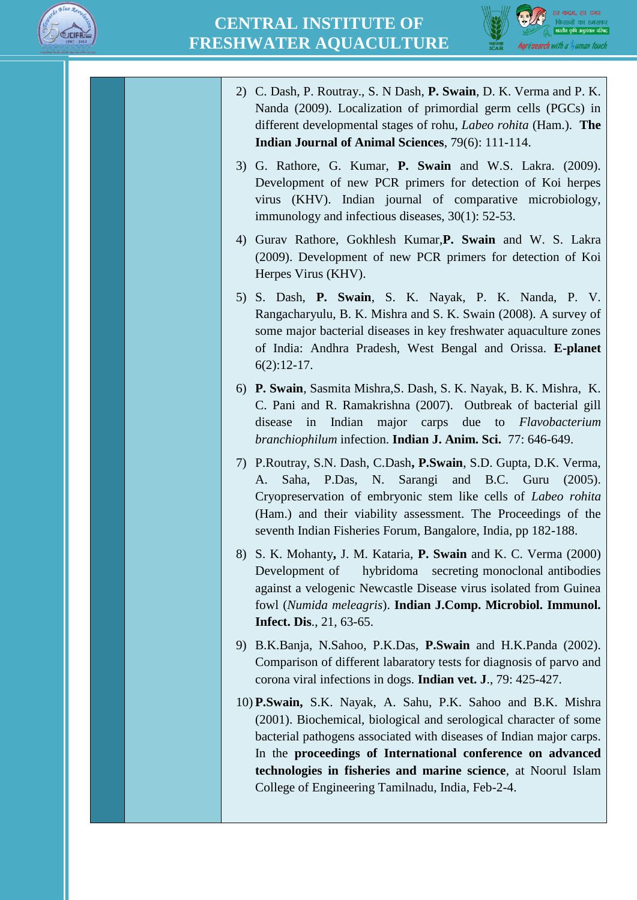2) C. Dash, P. Routray., S. N Dash, **P. Swain**, D. K. Verma and P. K. Nanda (2009). Localization of primordial germ cells (PGCs) in different developmental stages of rohu, *Labeo rohita* (Ham.). **The Indian Journal of Animal Sciences**, 79(6): 111-114.

3) G. Rathore, G. Kumar, **P. Swain** and W.S. Lakra. (2009). Development of new PCR primers for detection of Koi herpes virus (KHV). Indian journal of comparative microbiology, immunology and infectious diseases, 30(1): 52-53.

4) Gurav Rathore, Gokhlesh Kumar,**P. Swain** and W. S. Lakra (2009). Development of new PCR primers for detection of Koi Herpes Virus (KHV).

5) S. Dash, **P. Swain**, S. K. Nayak, P. K. Nanda, P. V. Rangacharyulu, B. K. Mishra and S. K. Swain (2008). A survey of some major bacterial diseases in key freshwater aquaculture zones of India: Andhra Pradesh, West Bengal and Orissa. **E-planet** 6(2):12-17.

6) **P. Swain**, Sasmita Mishra,S. Dash, S. K. Nayak, B. K. Mishra, K. C. Pani and R. Ramakrishna (2007). Outbreak of bacterial gill disease in Indian major carps due to *Flavobacterium branchiophilum* infection. **Indian J. Anim. Sci.** 77: 646-649.

7) P.Routray, S.N. Dash, C.Dash**, P.Swain**, S.D. Gupta, D.K. Verma, A. Saha, P.Das, N. Sarangi and B.C. Guru (2005). Cryopreservation of embryonic stem like cells of *Labeo rohita* (Ham.) and their viability assessment. The Proceedings of the seventh Indian Fisheries Forum, Bangalore, India, pp 182-188.

8) S. K. Mohanty**,** J. M. Kataria, **P. Swain** and K. C. Verma (2000) Development of hybridoma secreting monoclonal antibodies against a velogenic Newcastle Disease virus isolated from Guinea fowl (*Numida meleagris*). **Indian J.Comp. Microbiol. Immunol. Infect. Dis**., 21, 63-65.

9) B.K.Banja, N.Sahoo, P.K.Das, **P.Swain** and H.K.Panda (2002). Comparison of different labaratory tests for diagnosis of parvo and corona viral infections in dogs. **Indian vet. J**., 79: 425-427.

10) **P.Swain,** S.K. Nayak, A. Sahu, P.K. Sahoo and B.K. Mishra (2001). Biochemical, biological and serological character of some bacterial pathogens associated with diseases of Indian major carps. In the **proceedings of International conference on advanced technologies in fisheries and marine science**, at Noorul Islam College of Engineering Tamilnadu, India, Feb-2-4.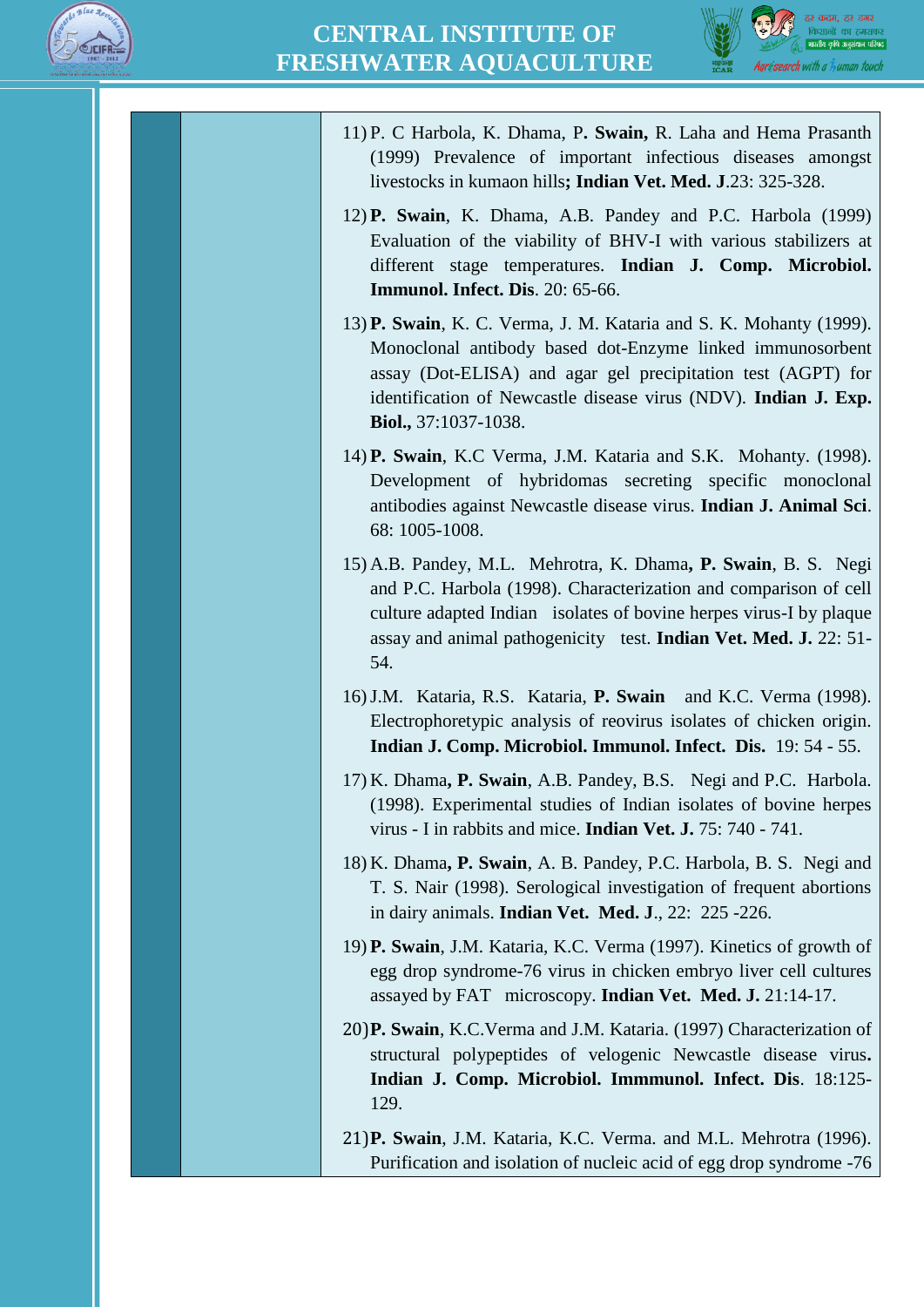11) P. C Harbola, K. Dhama, P**. Swain,** R. Laha and Hema Prasanth (1999) Prevalence of important infectious diseases amongst livestocks in kumaon hills**; Indian Vet. Med. J**.23: 325-328.

12) **P. Swain**, K. Dhama, A.B. Pandey and P.C. Harbola (1999) Evaluation of the viability of BHV-I with various stabilizers at different stage temperatures. **Indian J. Comp. Microbiol. Immunol. Infect. Dis**. 20: 65-66.

13) **P. Swain**, K. C. Verma, J. M. Kataria and S. K. Mohanty (1999). Monoclonal antibody based dot-Enzyme linked immunosorbent assay (Dot-ELISA) and agar gel precipitation test (AGPT) for identification of Newcastle disease virus (NDV). **Indian J. Exp. Biol.,** 37:1037-1038.

14) **P. Swain**, K.C Verma, J.M. Kataria and S.K. Mohanty. (1998). Development of hybridomas secreting specific monoclonal antibodies against Newcastle disease virus. **Indian J. Animal Sci**. 68: 1005-1008.

15) A.B. Pandey, M.L. Mehrotra, K. Dhama**, P. Swain**, B. S. Negi and P.C. Harbola (1998). Characterization and comparison of cell culture adapted Indian isolates of bovine herpes virus-I by plaque assay and animal pathogenicity test. **Indian Vet. Med. J.** 22: 51-54.

16) J.M. Kataria, R.S. Kataria, **P. Swain** and K.C. Verma (1998). Electrophoretypic analysis of reovirus isolates of chicken origin. **Indian J. Comp. Microbiol. Immunol. Infect. Dis.** 19: 54 - 55.

17) K. Dhama**, P. Swain**, A.B. Pandey, B.S. Negi and P.C. Harbola. (1998). Experimental studies of Indian isolates of bovine herpes virus - I in rabbits and mice. **Indian Vet. J.** 75: 740 - 741.

18) K. Dhama**, P. Swain**, A. B. Pandey, P.C. Harbola, B. S. Negi and T. S. Nair (1998). Serological investigation of frequent abortions in dairy animals. **Indian Vet. Med. J**., 22: 225 -226.

19) **P. Swain**, J.M. Kataria, K.C. Verma (1997). Kinetics of growth of egg drop syndrome-76 virus in chicken embryo liver cell cultures assayed by FAT microscopy. **Indian Vet. Med. J.** 21:14-17.

20) **P. Swain**, K.C.Verma and J.M. Kataria. (1997) Characterization of structural polypeptides of velogenic Newcastle disease virus**. Indian J. Comp. Microbiol. Immmunol. Infect. Dis**. 18:125-129.

21) **P. Swain**, J.M. Kataria, K.C. Verma. and M.L. Mehrotra (1996). Purification and isolation of nucleic acid of egg drop syndrome -76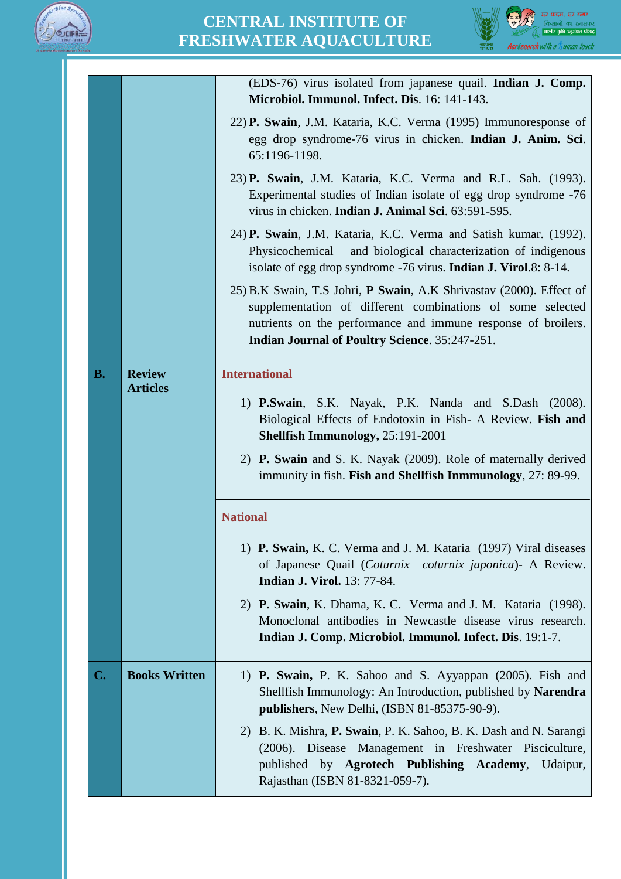| | | |
|---|---|---|
| | | (EDS-76) virus isolated from japanese quail. **Indian J. Comp. Microbiol. Immunol. Infect. Dis**. 16: 141-143.<br><br>22) **P. Swain**, J.M. Kataria, K.C. Verma (1995) Immunoresponse of egg drop syndrome-76 virus in chicken. **Indian J. Anim. Sci**. 65:1196-1198.<br><br>23) **P. Swain**, J.M. Kataria, K.C. Verma and R.L. Sah. (1993). Experimental studies of Indian isolate of egg drop syndrome -76 virus in chicken. **Indian J. Animal Sci**. 63:591-595.<br><br>24) **P. Swain**, J.M. Kataria, K.C. Verma and Satish kumar. (1992). Physicochemical and biological characterization of indigenous isolate of egg drop syndrome -76 virus. **Indian J. Virol**.8: 8-14.<br><br>25) B.K Swain, T.S Johri, **P Swain**, A.K Shrivastav (2000). Effect of supplementation of different combinations of some selected nutrients on the performance and immune response of broilers. **Indian Journal of Poultry Science**. 35:247-251. |
| **B.** | **Review Articles** | **International**<br><br>1) **P.Swain**, S.K. Nayak, P.K. Nanda and S.Dash (2008). Biological Effects of Endotoxin in Fish- A Review. **Fish and Shellfish Immunology,** 25:191-2001<br><br>2) **P. Swain** and S. K. Nayak (2009). Role of maternally derived immunity in fish. **Fish and Shellfish Inmmunology**, 27: 89-99.<br><br>**National**<br><br>1) **P. Swain,** K. C. Verma and J. M. Kataria (1997) Viral diseases of Japanese Quail (*Coturnix coturnix japonica*)- A Review. **Indian J. Virol.** 13: 77-84.<br><br>2) **P. Swain**, K. Dhama, K. C. Verma and J. M. Kataria (1998). Monoclonal antibodies in Newcastle disease virus research. **Indian J. Comp. Microbiol. Immunol. Infect. Dis**. 19:1-7. |
| **C.** | **Books Written** | 1) **P. Swain,** P. K. Sahoo and S. Ayyappan (2005). Fish and Shellfish Immunology: An Introduction, published by **Narendra publishers**, New Delhi, (ISBN 81-85375-90-9).<br><br>2) B. K. Mishra, **P. Swain**, P. K. Sahoo, B. K. Dash and N. Sarangi (2006). Disease Management in Freshwater Pisciculture, published by **Agrotech Publishing Academy**, Udaipur, Rajasthan (ISBN 81-8321-059-7). |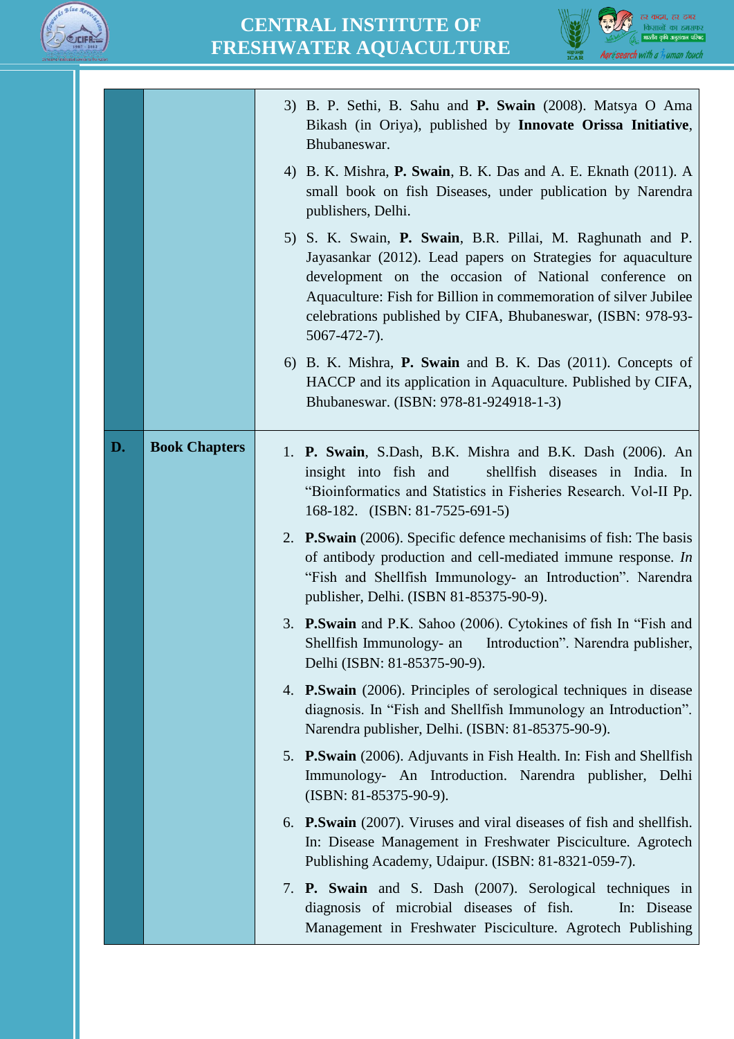| | | |
|---|---|---|
| | | 3) B. P. Sethi, B. Sahu and **P. Swain** (2008). Matsya O Ama Bikash (in Oriya), published by **Innovate Orissa Initiative**, Bhubaneswar.<br><br>4) B. K. Mishra, **P. Swain**, B. K. Das and A. E. Eknath (2011). A small book on fish Diseases, under publication by Narendra publishers, Delhi.<br><br>5) S. K. Swain, **P. Swain**, B.R. Pillai, M. Raghunath and P. Jayasankar (2012). Lead papers on Strategies for aquaculture development on the occasion of National conference on Aquaculture: Fish for Billion in commemoration of silver Jubilee celebrations published by CIFA, Bhubaneswar, (ISBN: 978-93-5067-472-7).<br><br>6) B. K. Mishra, **P. Swain** and B. K. Das (2011). Concepts of HACCP and its application in Aquaculture. Published by CIFA, Bhubaneswar. (ISBN: 978-81-924918-1-3) |
| **D.** | **Book Chapters** | 1. **P. Swain**, S.Dash, B.K. Mishra and B.K. Dash (2006). An insight into fish and shellfish diseases in India. In "Bioinformatics and Statistics in Fisheries Research. Vol-II Pp. 168-182. (ISBN: 81-7525-691-5)<br><br>2. **P.Swain** (2006). Specific defence mechanisims of fish: The basis of antibody production and cell-mediated immune response. *In* "Fish and Shellfish Immunology- an Introduction". Narendra publisher, Delhi. (ISBN 81-85375-90-9).<br><br>3. **P.Swain** and P.K. Sahoo (2006). Cytokines of fish In "Fish and Shellfish Immunology- an Introduction". Narendra publisher, Delhi (ISBN: 81-85375-90-9).<br><br>4. **P.Swain** (2006). Principles of serological techniques in disease diagnosis. In "Fish and Shellfish Immunology an Introduction". Narendra publisher, Delhi. (ISBN: 81-85375-90-9).<br><br>5. **P.Swain** (2006). Adjuvants in Fish Health. In: Fish and Shellfish Immunology- An Introduction. Narendra publisher, Delhi (ISBN: 81-85375-90-9).<br><br>6. **P.Swain** (2007). Viruses and viral diseases of fish and shellfish. In: Disease Management in Freshwater Pisciculture. Agrotech Publishing Academy, Udaipur. (ISBN: 81-8321-059-7).<br><br>7. **P. Swain** and S. Dash (2007). Serological techniques in diagnosis of microbial diseases of fish. In: Disease Management in Freshwater Pisciculture. Agrotech Publishing |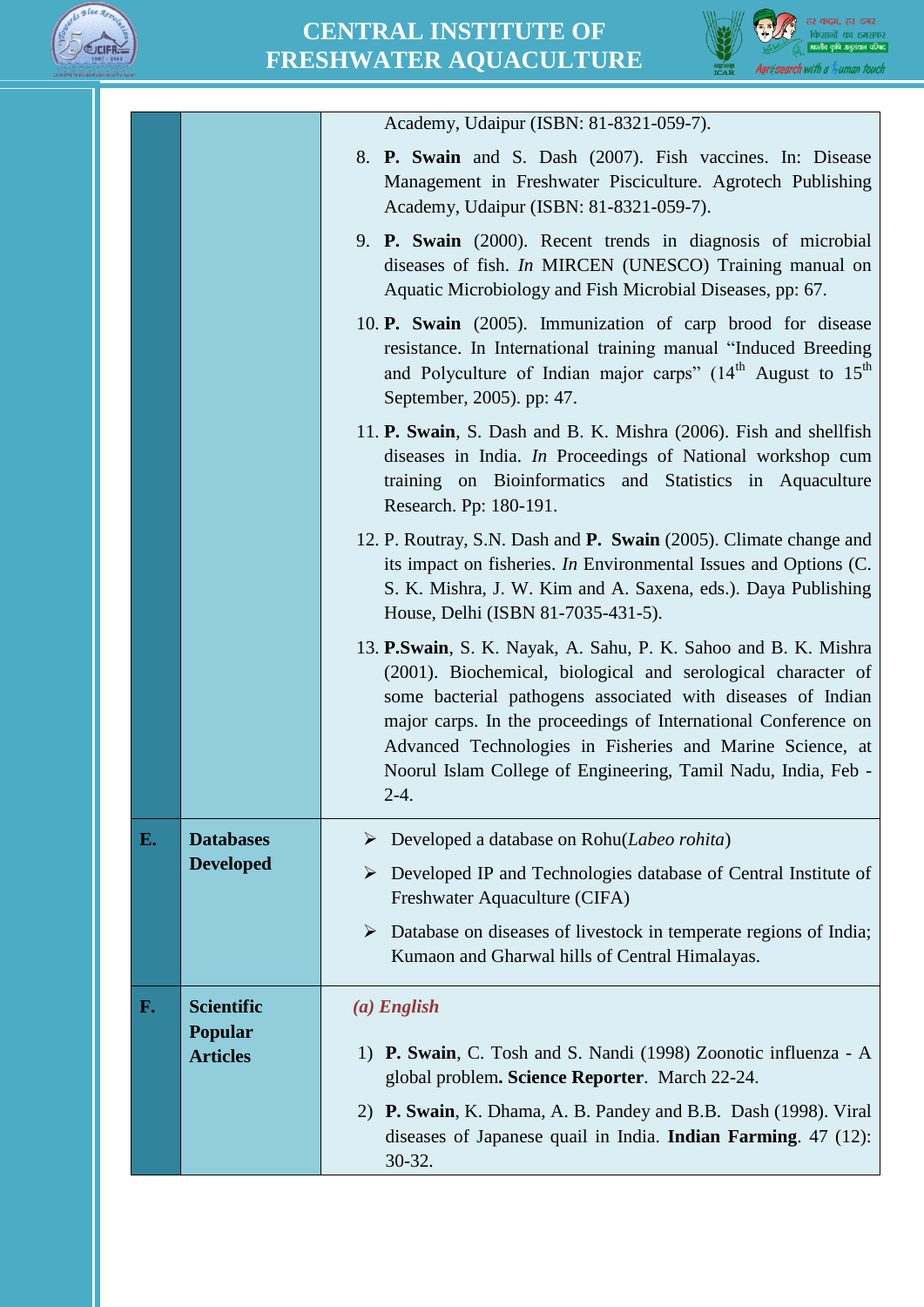| | | |
|---|---|---|
| | | Academy, Udaipur (ISBN: 81-8321-059-7).<br>8. **P. Swain** and S. Dash (2007). Fish vaccines. In: Disease Management in Freshwater Pisciculture. Agrotech Publishing Academy, Udaipur (ISBN: 81-8321-059-7).<br>9. **P. Swain** (2000). Recent trends in diagnosis of microbial diseases of fish. *In* MIRCEN (UNESCO) Training manual on Aquatic Microbiology and Fish Microbial Diseases, pp: 67.<br>10. **P. Swain** (2005). Immunization of carp brood for disease resistance. In International training manual "Induced Breeding and Polyculture of Indian major carps" (14th August to 15th September, 2005). pp: 47.<br>11. **P. Swain**, S. Dash and B. K. Mishra (2006). Fish and shellfish diseases in India. *In* Proceedings of National workshop cum training on Bioinformatics and Statistics in Aquaculture Research. Pp: 180-191.<br>12. P. Routray, S.N. Dash and **P. Swain** (2005). Climate change and its impact on fisheries. *In* Environmental Issues and Options (C. S. K. Mishra, J. W. Kim and A. Saxena, eds.). Daya Publishing House, Delhi (ISBN 81-7035-431-5).<br>13. **P.Swain**, S. K. Nayak, A. Sahu, P. K. Sahoo and B. K. Mishra (2001). Biochemical, biological and serological character of some bacterial pathogens associated with diseases of Indian major carps. In the proceedings of International Conference on Advanced Technologies in Fisheries and Marine Science, at Noorul Islam College of Engineering, Tamil Nadu, India, Feb - 2-4. |
| **E.** | **Databases Developed** | ➢ Developed a database on Rohu(*Labeo rohita*)<br>➢ Developed IP and Technologies database of Central Institute of Freshwater Aquaculture (CIFA)<br>➢ Database on diseases of livestock in temperate regions of India; Kumaon and Gharwal hills of Central Himalayas. |
| **F.** | **Scientific Popular Articles** | ***(a) English***<br>1) **P. Swain**, C. Tosh and S. Nandi (1998) Zoonotic influenza - A global problem**. Science Reporter**. March 22-24.<br>2) **P. Swain**, K. Dhama, A. B. Pandey and B.B. Dash (1998). Viral diseases of Japanese quail in India. **Indian Farming**. 47 (12): 30-32. |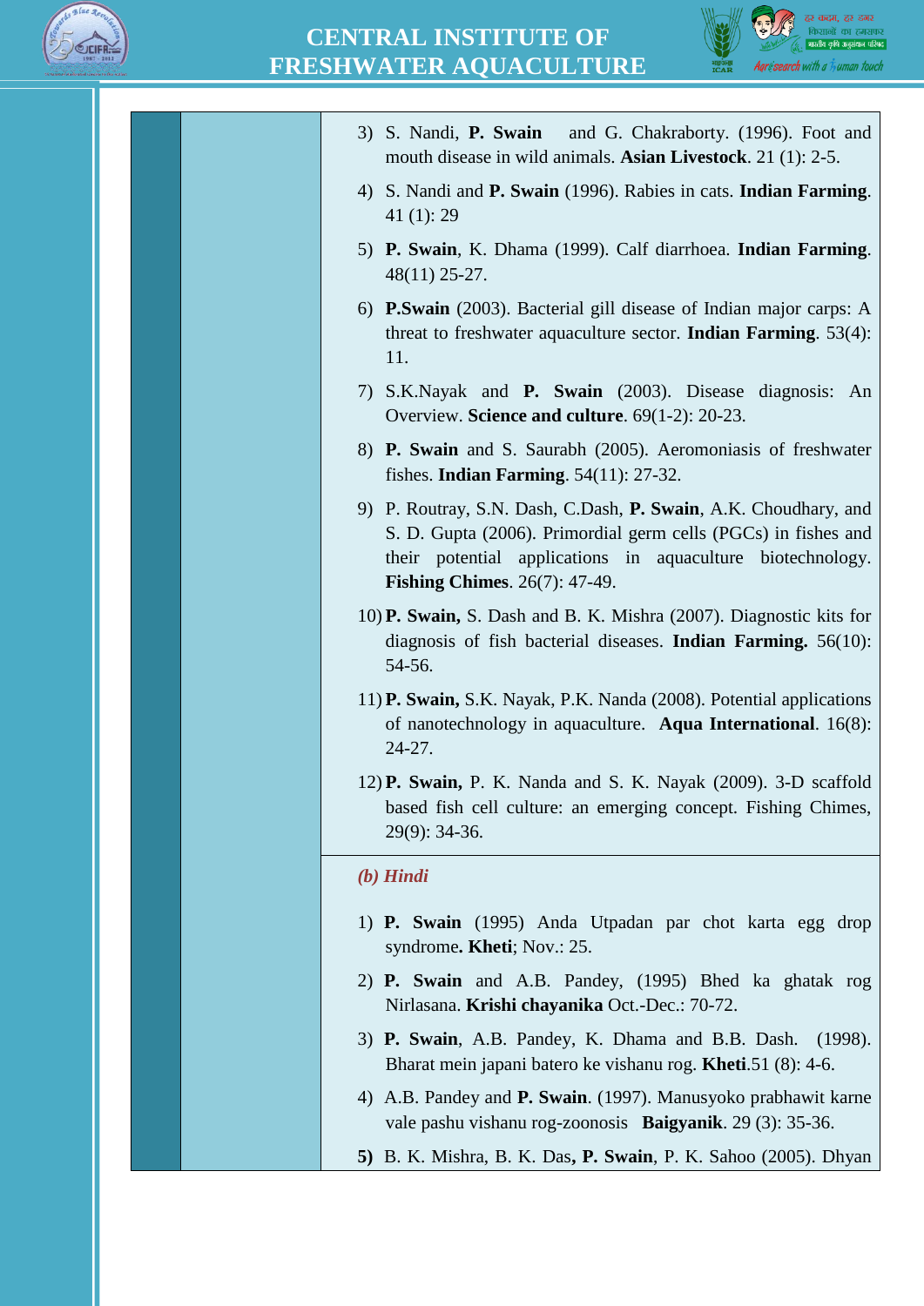3) S. Nandi, **P. Swain** and G. Chakraborty. (1996). Foot and mouth disease in wild animals. **Asian Livestock**. 21 (1): 2-5.

4) S. Nandi and **P. Swain** (1996). Rabies in cats. **Indian Farming**. 41 (1): 29

5) **P. Swain**, K. Dhama (1999). Calf diarrhoea. **Indian Farming**. 48(11) 25-27.

6) **P.Swain** (2003). Bacterial gill disease of Indian major carps: A threat to freshwater aquaculture sector. **Indian Farming**. 53(4): 11.

7) S.K.Nayak and **P. Swain** (2003). Disease diagnosis: An Overview. **Science and culture**. 69(1-2): 20-23.

8) **P. Swain** and S. Saurabh (2005). Aeromoniasis of freshwater fishes. **Indian Farming**. 54(11): 27-32.

9) P. Routray, S.N. Dash, C.Dash, **P. Swain**, A.K. Choudhary, and S. D. Gupta (2006). Primordial germ cells (PGCs) in fishes and their potential applications in aquaculture biotechnology. **Fishing Chimes**. 26(7): 47-49.

10) **P. Swain,** S. Dash and B. K. Mishra (2007). Diagnostic kits for diagnosis of fish bacterial diseases. **Indian Farming.** 56(10): 54-56.

11) **P. Swain,** S.K. Nayak, P.K. Nanda (2008). Potential applications of nanotechnology in aquaculture. **Aqua International**. 16(8): 24-27.

12) **P. Swain,** P. K. Nanda and S. K. Nayak (2009). 3-D scaffold based fish cell culture: an emerging concept. Fishing Chimes, 29(9): 34-36.

*(b) Hindi*

1) **P. Swain** (1995) Anda Utpadan par chot karta egg drop syndrome**. Kheti**; Nov.: 25.

2) **P. Swain** and A.B. Pandey, (1995) Bhed ka ghatak rog Nirlasana. **Krishi chayanika** Oct.-Dec.: 70-72.

3) **P. Swain**, A.B. Pandey, K. Dhama and B.B. Dash. (1998). Bharat mein japani batero ke vishanu rog. **Kheti**.51 (8): 4-6.

4) A.B. Pandey and **P. Swain**. (1997). Manusyoko prabhawit karne vale pashu vishanu rog-zoonosis **Baigyanik**. 29 (3): 35-36.

**5)** B. K. Mishra, B. K. Das**, P. Swain**, P. K. Sahoo (2005). Dhyan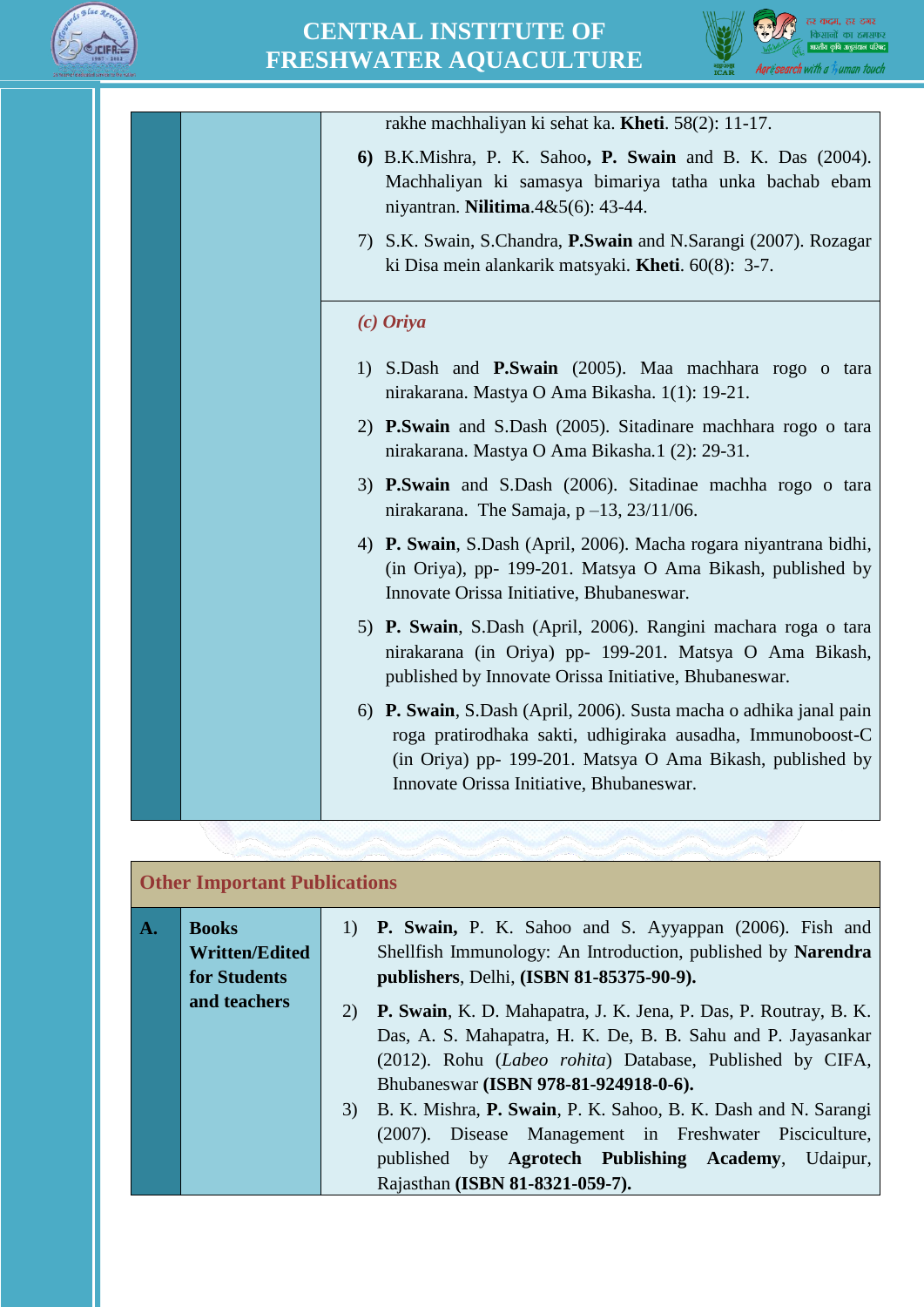| | | |
|---|---|---|
| | | rakhe machhaliyan ki sehat ka. **Kheti**. 58(2): 11-17.<br><br>**6)** B.K.Mishra, P. K. Sahoo**, P. Swain** and B. K. Das (2004). Machhaliyan ki samasya bimariya tatha unka bachab ebam niyantran. **Nilitima**.4&5(6): 43-44.<br><br>7) S.K. Swain, S.Chandra, **P.Swain** and N.Sarangi (2007). Rozagar ki Disa mein alankarik matsyaki. **Kheti**. 60(8): 3-7. |
| | | *(c) Oriya*<br><br>1) S.Dash and **P.Swain** (2005). Maa machhara rogo o tara nirakarana. Mastya O Ama Bikasha. 1(1): 19-21.<br><br>2) **P.Swain** and S.Dash (2005). Sitadinare machhara rogo o tara nirakarana. Mastya O Ama Bikasha.1 (2): 29-31.<br><br>3) **P.Swain** and S.Dash (2006). Sitadinae machha rogo o tara nirakarana. The Samaja, p –13, 23/11/06.<br><br>4) **P. Swain**, S.Dash (April, 2006). Macha rogara niyantrana bidhi, (in Oriya), pp- 199-201. Matsya O Ama Bikash, published by Innovate Orissa Initiative, Bhubaneswar.<br><br>5) **P. Swain**, S.Dash (April, 2006). Rangini machara roga o tara nirakarana (in Oriya) pp- 199-201. Matsya O Ama Bikash, published by Innovate Orissa Initiative, Bhubaneswar.<br><br>6) **P. Swain**, S.Dash (April, 2006). Susta macha o adhika janal pain roga pratirodhaka sakti, udhigiraka ausadha, Immunoboost-C (in Oriya) pp- 199-201. Matsya O Ama Bikash, published by Innovate Orissa Initiative, Bhubaneswar. |

## Other Important Publications

| | | |
|---|---|---|
| **A.** | **Books Written/Edited for Students and teachers** | 1) **P. Swain,** P. K. Sahoo and S. Ayyappan (2006). Fish and Shellfish Immunology: An Introduction, published by **Narendra publishers**, Delhi, **(ISBN 81-85375-90-9).**<br><br>2) **P. Swain**, K. D. Mahapatra, J. K. Jena, P. Das, P. Routray, B. K. Das, A. S. Mahapatra, H. K. De, B. B. Sahu and P. Jayasankar (2012). Rohu (*Labeo rohita*) Database, Published by CIFA, Bhubaneswar **(ISBN 978-81-924918-0-6).**<br><br>3) B. K. Mishra, **P. Swain**, P. K. Sahoo, B. K. Dash and N. Sarangi (2007). Disease Management in Freshwater Pisciculture, published by **Agrotech Publishing Academy**, Udaipur, Rajasthan **(ISBN 81-8321-059-7).** |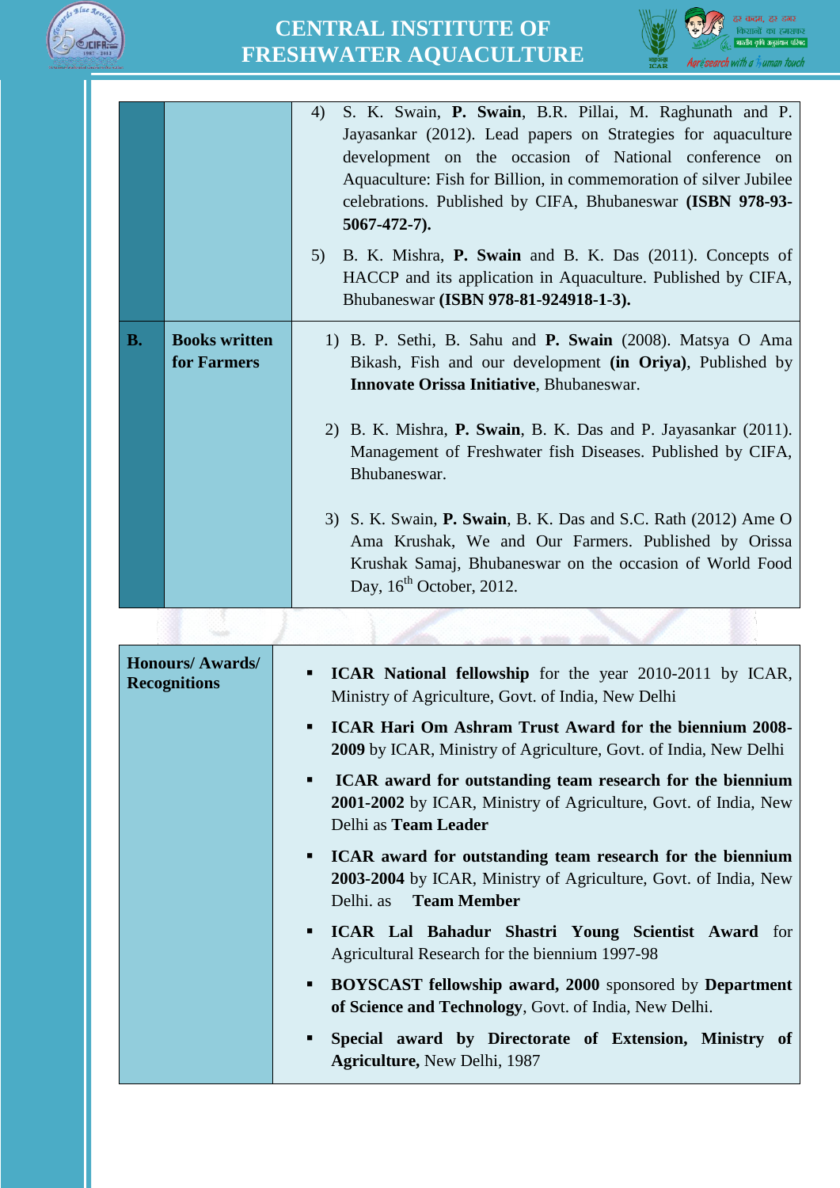| | | |
|---|---|---|
| | | 4) S. K. Swain, **P. Swain**, B.R. Pillai, M. Raghunath and P. Jayasankar (2012). Lead papers on Strategies for aquaculture development on the occasion of National conference on Aquaculture: Fish for Billion, in commemoration of silver Jubilee celebrations. Published by CIFA, Bhubaneswar **(ISBN 978-93-5067-472-7).**<br><br>5) B. K. Mishra, **P. Swain** and B. K. Das (2011). Concepts of HACCP and its application in Aquaculture. Published by CIFA, Bhubaneswar **(ISBN 978-81-924918-1-3).** |
| **B.** | **Books written for Farmers** | 1) B. P. Sethi, B. Sahu and **P. Swain** (2008). Matsya O Ama Bikash, Fish and our development **(in Oriya)**, Published by **Innovate Orissa Initiative**, Bhubaneswar.<br><br>2) B. K. Mishra, **P. Swain**, B. K. Das and P. Jayasankar (2011). Management of Freshwater fish Diseases. Published by CIFA, Bhubaneswar.<br><br>3) S. K. Swain, **P. Swain**, B. K. Das and S.C. Rath (2012) Ame O Ama Krushak, We and Our Farmers. Published by Orissa Krushak Samaj, Bhubaneswar on the occasion of World Food Day, 16th October, 2012. |

| **Honours/ Awards/ Recognitions** | |
|---|---|
| | ▪ **ICAR National fellowship** for the year 2010-2011 by ICAR, Ministry of Agriculture, Govt. of India, New Delhi<br>▪ **ICAR Hari Om Ashram Trust Award for the biennium 2008-2009** by ICAR, Ministry of Agriculture, Govt. of India, New Delhi<br>▪ **ICAR award for outstanding team research for the biennium 2001-2002** by ICAR, Ministry of Agriculture, Govt. of India, New Delhi as **Team Leader**<br>▪ **ICAR award for outstanding team research for the biennium 2003-2004** by ICAR, Ministry of Agriculture, Govt. of India, New Delhi. as **Team Member**<br>▪ **ICAR Lal Bahadur Shastri Young Scientist Award** for Agricultural Research for the biennium 1997-98<br>▪ **BOYSCAST fellowship award, 2000** sponsored by **Department of Science and Technology**, Govt. of India, New Delhi.<br>▪ **Special award by Directorate of Extension, Ministry of Agriculture,** New Delhi, 1987 |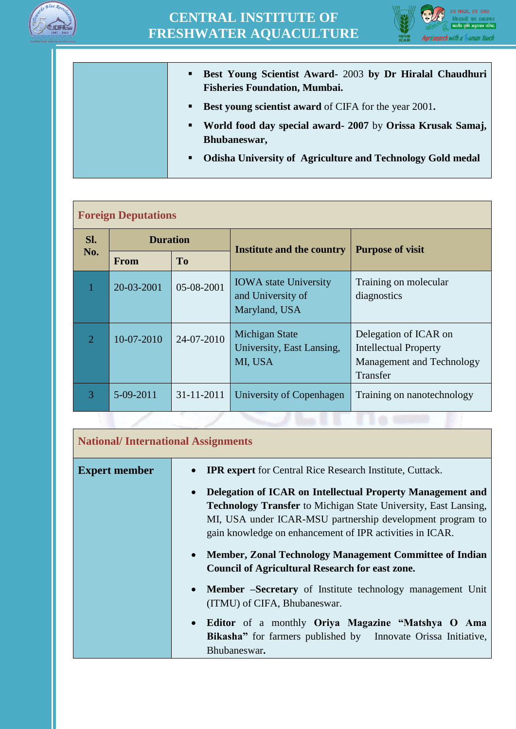| | |
|---|---|
| | ▪ **Best Young Scientist Award-** 2003 **by Dr Hiralal Chaudhuri Fisheries Foundation, Mumbai.** ▪ **Best young scientist award** of CIFA for the year 2001**.** ▪ **World food day special award- 2007** by **Orissa Krusak Samaj, Bhubaneswar,** ▪ **Odisha University of Agriculture and Technology Gold medal** |

## Foreign Deputations

| Sl. No. | Duration | | Institute and the country | Purpose of visit |
|---|---|---|---|---|
| | From | To | | |
| 1 | 20-03-2001 | 05-08-2001 | IOWA state University and University of Maryland, USA | Training on molecular diagnostics |
| 2 | 10-07-2010 | 24-07-2010 | Michigan State University, East Lansing, MI, USA | Delegation of ICAR on Intellectual Property Management and Technology Transfer |
| 3 | 5-09-2011 | 31-11-2011 | University of Copenhagen | Training on nanotechnology |

## National/ International Assignments

**Expert member**

- **IPR expert** for Central Rice Research Institute, Cuttack.
- **Delegation of ICAR on Intellectual Property Management and Technology Transfer** to Michigan State University, East Lansing, MI, USA under ICAR-MSU partnership development program to gain knowledge on enhancement of IPR activities in ICAR.
- **Member, Zonal Technology Management Committee of Indian Council of Agricultural Research for east zone.**
- **Member –Secretary** of Institute technology management Unit (ITMU) of CIFA, Bhubaneswar.
- **Editor** of a monthly **Oriya Magazine "Matshya O Ama Bikasha"** for farmers published by Innovate Orissa Initiative, Bhubaneswar**.**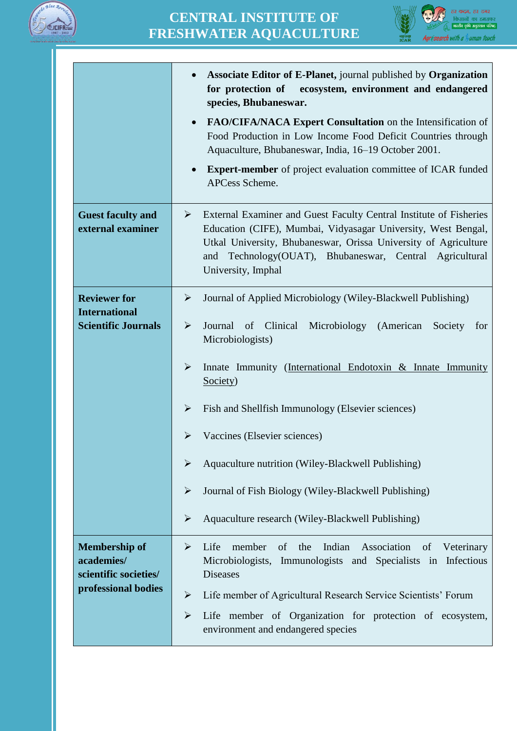| | |
|---|---|
| | • **Associate Editor of E-Planet,** journal published by **Organization for protection of ecosystem, environment and endangered species, Bhubaneswar.**<br>• **FAO/CIFA/NACA Expert Consultation** on the Intensification of Food Production in Low Income Food Deficit Countries through Aquaculture, Bhubaneswar, India, 16–19 October 2001.<br>• **Expert-member** of project evaluation committee of ICAR funded APCess Scheme. |
| **Guest faculty and external examiner** | ➢ External Examiner and Guest Faculty Central Institute of Fisheries Education (CIFE), Mumbai, Vidyasagar University, West Bengal, Utkal University, Bhubaneswar, Orissa University of Agriculture and Technology(OUAT), Bhubaneswar, Central Agricultural University, Imphal |
| **Reviewer for International Scientific Journals** | ➢ Journal of Applied Microbiology (Wiley-Blackwell Publishing)<br>➢ Journal of Clinical Microbiology (American Society for Microbiologists)<br>➢ Innate Immunity (International Endotoxin & Innate Immunity Society)<br>➢ Fish and Shellfish Immunology (Elsevier sciences)<br>➢ Vaccines (Elsevier sciences)<br>➢ Aquaculture nutrition (Wiley-Blackwell Publishing)<br>➢ Journal of Fish Biology (Wiley-Blackwell Publishing)<br>➢ Aquaculture research (Wiley-Blackwell Publishing) |
| **Membership of academies/ scientific societies/ professional bodies** | ➢ Life member of the Indian Association of Veterinary Microbiologists, Immunologists and Specialists in Infectious Diseases<br>➢ Life member of Agricultural Research Service Scientists' Forum<br>➢ Life member of Organization for protection of ecosystem, environment and endangered species |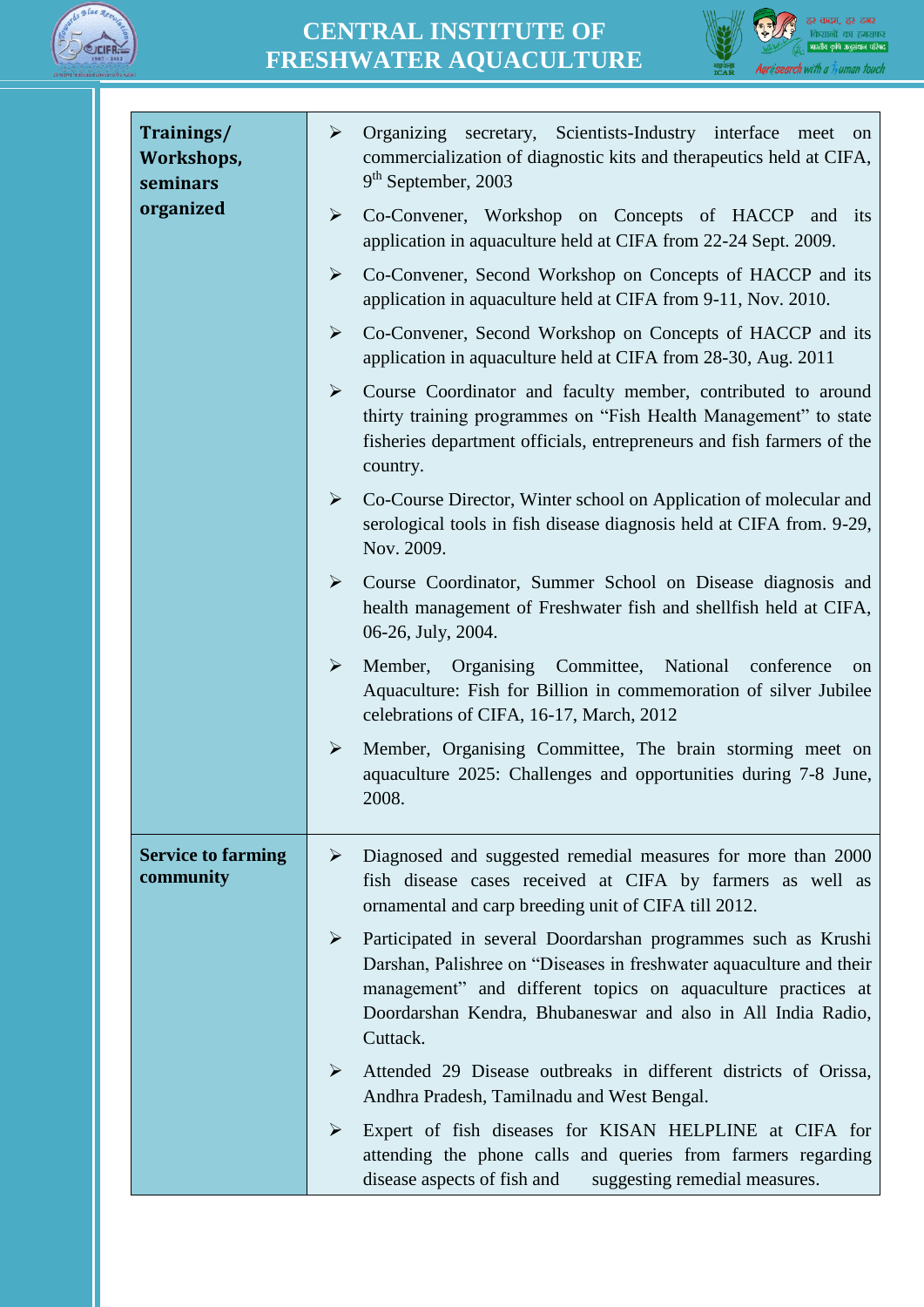| Trainings/ Workshops, seminars organized | ➢ Organizing secretary, Scientists-Industry interface meet on commercialization of diagnostic kits and therapeutics held at CIFA, 9th September, 2003<br>➢ Co-Convener, Workshop on Concepts of HACCP and its application in aquaculture held at CIFA from 22-24 Sept. 2009.<br>➢ Co-Convener, Second Workshop on Concepts of HACCP and its application in aquaculture held at CIFA from 9-11, Nov. 2010.<br>➢ Co-Convener, Second Workshop on Concepts of HACCP and its application in aquaculture held at CIFA from 28-30, Aug. 2011<br>➢ Course Coordinator and faculty member, contributed to around thirty training programmes on “Fish Health Management” to state fisheries department officials, entrepreneurs and fish farmers of the country.<br>➢ Co-Course Director, Winter school on Application of molecular and serological tools in fish disease diagnosis held at CIFA from. 9-29, Nov. 2009.<br>➢ Course Coordinator, Summer School on Disease diagnosis and health management of Freshwater fish and shellfish held at CIFA, 06-26, July, 2004.<br>➢ Member, Organising Committee, National conference on Aquaculture: Fish for Billion in commemoration of silver Jubilee celebrations of CIFA, 16-17, March, 2012<br>➢ Member, Organising Committee, The brain storming meet on aquaculture 2025: Challenges and opportunities during 7-8 June, 2008. |
|---|---|
| **Service to farming community** | ➢ Diagnosed and suggested remedial measures for more than 2000 fish disease cases received at CIFA by farmers as well as ornamental and carp breeding unit of CIFA till 2012.<br>➢ Participated in several Doordarshan programmes such as Krushi Darshan, Palishree on “Diseases in freshwater aquaculture and their management” and different topics on aquaculture practices at Doordarshan Kendra, Bhubaneswar and also in All India Radio, Cuttack.<br>➢ Attended 29 Disease outbreaks in different districts of Orissa, Andhra Pradesh, Tamilnadu and West Bengal.<br>➢ Expert of fish diseases for KISAN HELPLINE at CIFA for attending the phone calls and queries from farmers regarding disease aspects of fish and suggesting remedial measures. |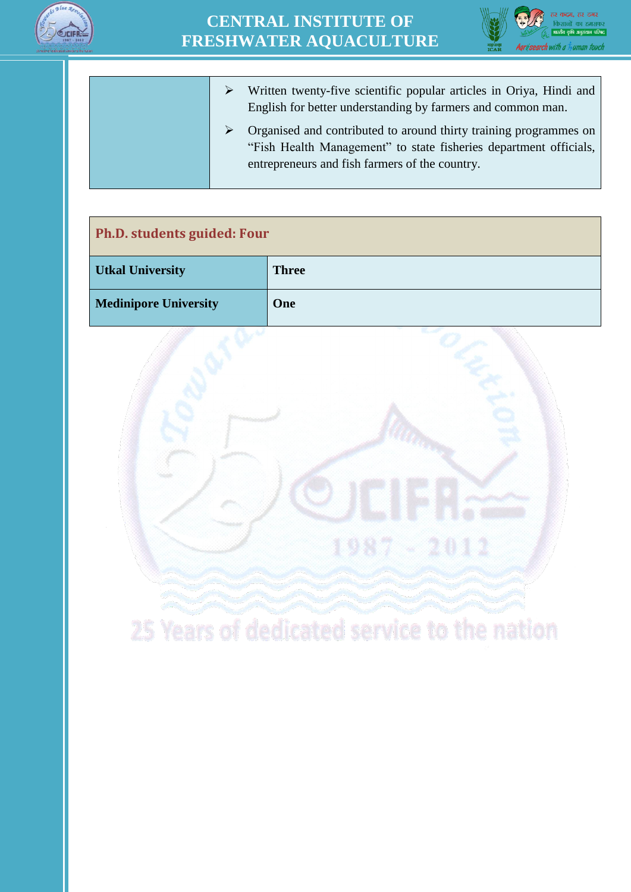| | |
|---|---|
| | ➢ Written twenty-five scientific popular articles in Oriya, Hindi and English for better understanding by farmers and common man.<br>➢ Organised and contributed to around thirty training programmes on "Fish Health Management" to state fisheries department officials, entrepreneurs and fish farmers of the country. |

| **Ph.D. students guided: Four** | |
|---|---|
| **Utkal University** | **Three** |
| **Medinipore University** | **One** |